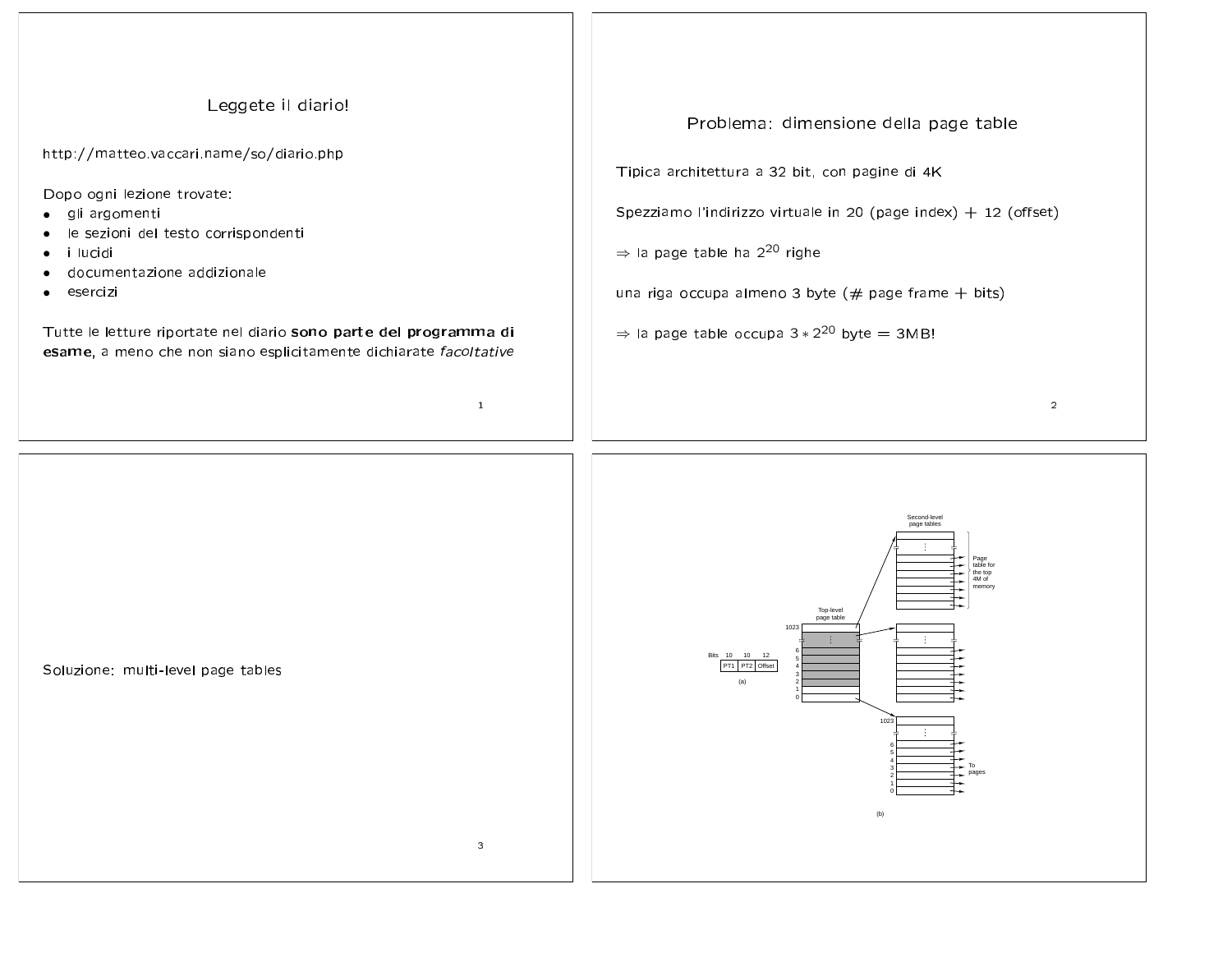## Leggete il diario!

http://matteo.vaccari.name/so/diario.php

Dopo ogni lezione trovate:

- gli argomenti
- le sezioni del testo corrispondenti
- i lucidi
- documentazione addizionale
- esercizi

Tutte le letture riportate nel diario **sono parte del programma di esame**, a meno che non siano esplicitamente dichiarate *facoltative*

## Problema: dimensione della page table

Tipica architettura a 32 bit, con pagine di 4K

Spezziamo l'indirizzo virtuale in 20 (page index) + 12 (offset)

$\Rightarrow$ la page table ha $2^{20}$ righe

una riga occupa almeno 3 byte (# page frame + bits)

$\Rightarrow$ la page table occupa $3 * 2^{20}$ byte = 3MB!

## Soluzione: multi-level page tables

Second-level page tables

Page table for the top 4M of memory

Top-level page table

Bits 10 10 12

| PT1 | PT2 | Offset |
|---|---|---|

(a)

1023 … 6 5 4 3 2 1 0

To pages

(b)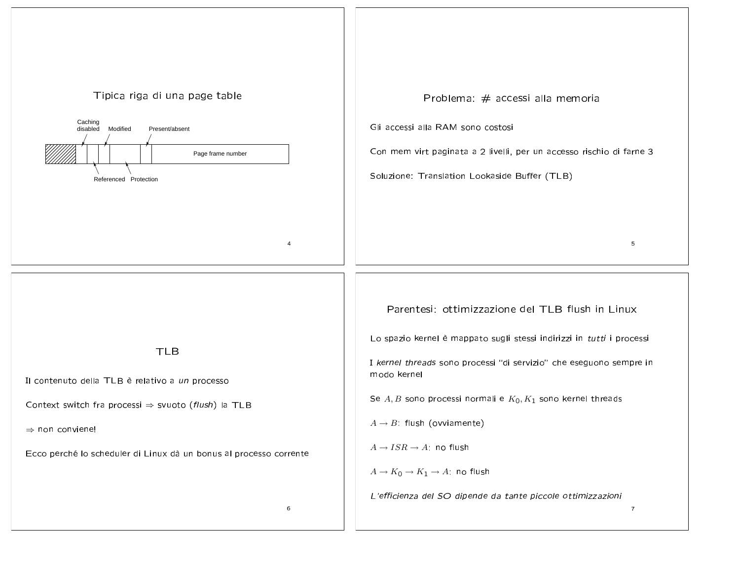## Tipica riga di una page table

| (hatched) | Caching disabled | Referenced | Modified | Protection | Present/absent | Page frame number |
|---|---|---|---|---|---|---|

## Problema: # accessi alla memoria

Gli accessi alla RAM sono costosi

Con mem virt paginata a 2 livelli, per un accesso rischio di farne 3

Soluzione: Translation Lookaside Buffer (TLB)

## TLB

Il contenuto della TLB è relativo a *un* processo

Context switch fra processi ⇒ svuoto (*flush*) la TLB

⇒ non conviene!

Ecco perché lo scheduler di Linux dà un bonus al processo corrente

## Parentesi: ottimizzazione del TLB flush in Linux

Lo spazio kernel è mappato sugli stessi indirizzi in *tutti* i processi

I *kernel threads* sono processi "di servizio" che eseguono sempre in modo kernel

Se $A, B$ sono processi normali e $K_0, K_1$ sono kernel threads

$A \rightarrow B$: flush (ovviamente)

$A \rightarrow ISR \rightarrow A$: no flush

$A \rightarrow K_0 \rightarrow K_1 \rightarrow A$: no flush

*L'efficienza del SO dipende da tante piccole ottimizzazioni*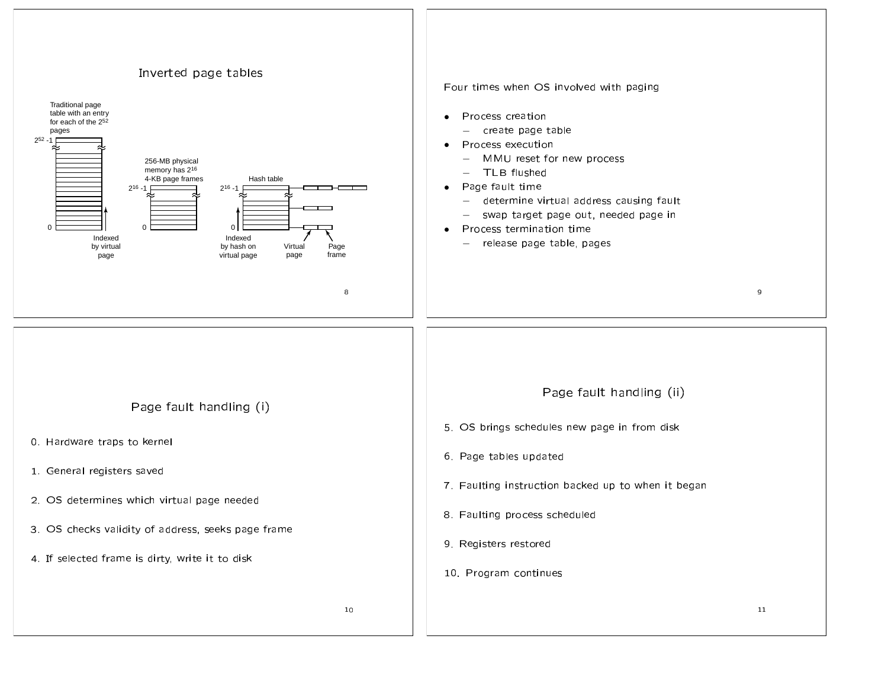## Inverted page tables

Traditional page table with an entry for each of the $2^{52}$ pages

$2^{52}$ -1

0

Indexed by virtual page

256-MB physical memory has $2^{16}$ 4-KB page frames

$2^{16}$ -1

0

Hash table

$2^{16}$ -1

0

Indexed by hash on virtual page

Virtual page

Page frame

---

Four times when OS involved with paging

- Process creation
  - create page table
- Process execution
  - MMU reset for new process
  - TLB flushed
- Page fault time
  - determine virtual address causing fault
  - swap target page out, needed page in
- Process termination time
  - release page table, pages

---

## Page fault handling (i)

0. Hardware traps to kernel

1. General registers saved

2. OS determines which virtual page needed

3. OS checks validity of address, seeks page frame

4. If selected frame is dirty, write it to disk

---

## Page fault handling (ii)

5. OS brings schedules new page in from disk

6. Page tables updated

7. Faulting instruction backed up to when it began

8. Faulting process scheduled

9. Registers restored

10. Program continues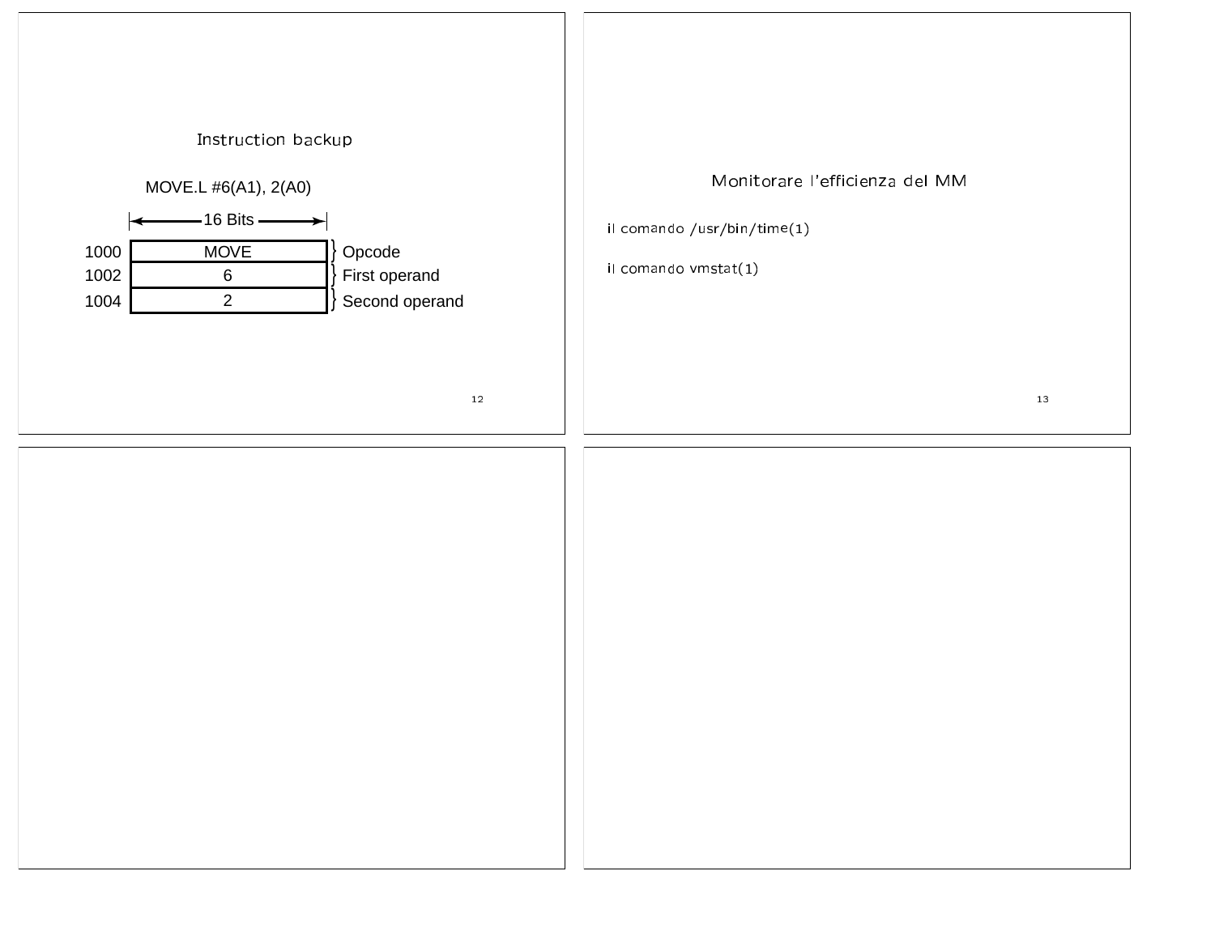## Instruction backup

MOVE.L #6(A1), 2(A0)

16 Bits

| | | |
|---|---|---|
| 1000 | MOVE | Opcode |
| 1002 | 6 | First operand |
| 1004 | 2 | Second operand |

## Monitorare l'efficienza del MM

il comando /usr/bin/time(1)

il comando vmstat(1)